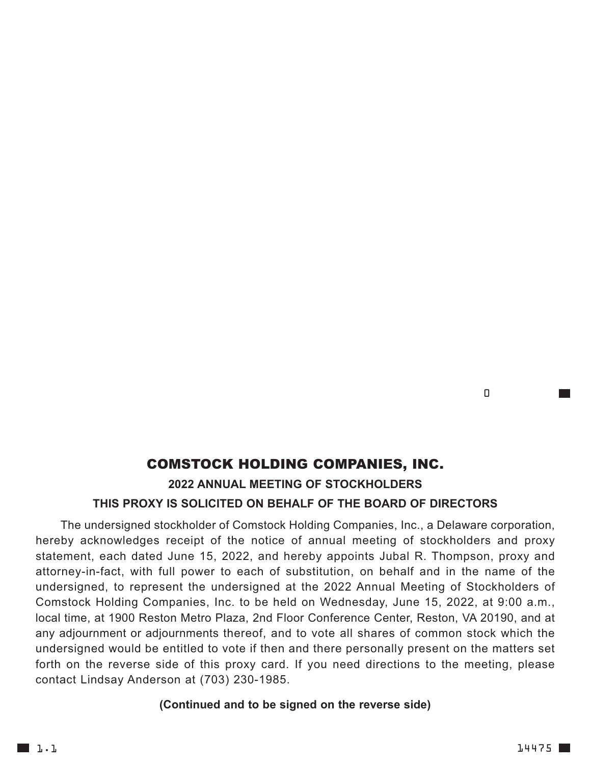# COMSTOCK HOLDING COMPANIES, INC.

**2022 ANNUAL MEETING OF STOCKHOLDERS**

**THIS PROXY IS SOLICITED ON BEHALF OF THE BOARD OF DIRECTORS**

The undersigned stockholder of Comstock Holding Companies, Inc., a Delaware corporation, hereby acknowledges receipt of the notice of annual meeting of stockholders and proxy statement, each dated June 15, 2022, and hereby appoints Jubal R. Thompson, proxy and attorney-in-fact, with full power to each of substitution, on behalf and in the name of the undersigned, to represent the undersigned at the 2022 Annual Meeting of Stockholders of Comstock Holding Companies, Inc. to be held on Wednesday, June 15, 2022, at 9:00 a.m., local time, at 1900 Reston Metro Plaza, 2nd Floor Conference Center, Reston, VA 20190, and at any adjournment or adjournments thereof, and to vote all shares of common stock which the undersigned would be entitled to vote if then and there personally present on the matters set forth on the reverse side of this proxy card. If you need directions to the meeting, please contact Lindsay Anderson at (703) 230-1985.

**(Continued and to be signed on the reverse side)**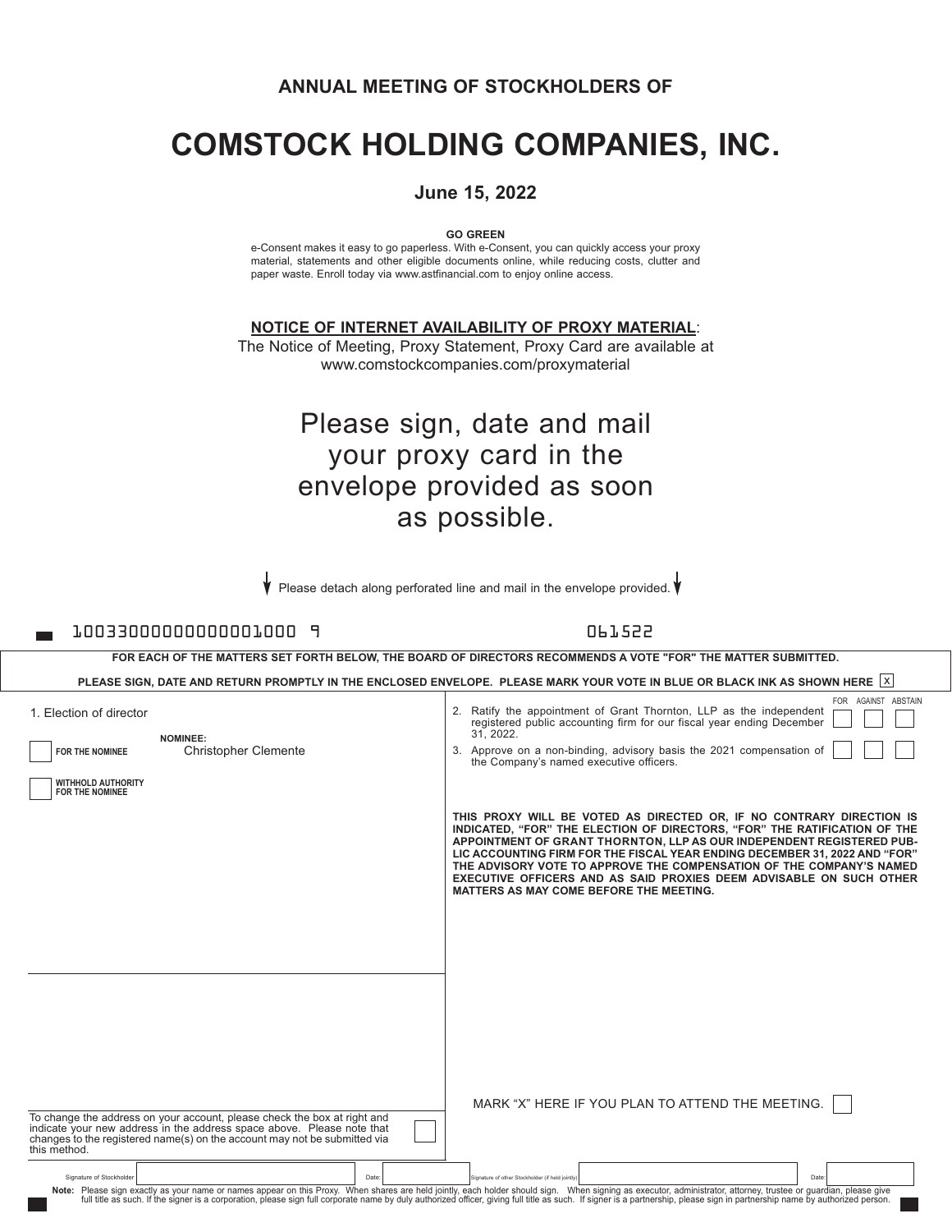**ANNUAL MEETING OF STOCKHOLDERS OF**

# COMSTOCK HOLDING COMPANIES, INC.

**June 15, 2022**

**GO GREEN**

e-Consent makes it easy to go paperless. With e-Consent, you can quickly access your proxy material, statements and other eligible documents online, while reducing costs, clutter and paper waste. Enroll today via www.astfinancial.com to enjoy online access.

**NOTICE OF INTERNET AVAILABILITY OF PROXY MATERIAL**:
The Notice of Meeting, Proxy Statement, Proxy Card are available at www.comstockcompanies.com/proxymaterial

Please sign, date and mail your proxy card in the envelope provided as soon as possible.

Please detach along perforated line and mail in the envelope provided.

10033000000000001000 9 061522

**FOR EACH OF THE MATTERS SET FORTH BELOW, THE BOARD OF DIRECTORS RECOMMENDS A VOTE "FOR" THE MATTER SUBMITTED.**

**PLEASE SIGN, DATE AND RETURN PROMPTLY IN THE ENCLOSED ENVELOPE. PLEASE MARK YOUR VOTE IN BLUE OR BLACK INK AS SHOWN HERE** ☒

1. Election of director

**NOMINEE:**

☐ **FOR THE NOMINEE** Christopher Clemente

☐ **WITHHOLD AUTHORITY FOR THE NOMINEE**

| | FOR | AGAINST | ABSTAIN |
|---|---|---|---|
| 2. Ratify the appointment of Grant Thornton, LLP as the independent registered public accounting firm for our fiscal year ending December 31, 2022. | ☐ | ☐ | ☐ |
| 3. Approve on a non-binding, advisory basis the 2021 compensation of the Company's named executive officers. | ☐ | ☐ | ☐ |

**THIS PROXY WILL BE VOTED AS DIRECTED OR, IF NO CONTRARY DIRECTION IS INDICATED, "FOR" THE ELECTION OF DIRECTORS, "FOR" THE RATIFICATION OF THE APPOINTMENT OF GRANT THORNTON, LLP AS OUR INDEPENDENT REGISTERED PUBLIC ACCOUNTING FIRM FOR THE FISCAL YEAR ENDING DECEMBER 31, 2022 AND "FOR" THE ADVISORY VOTE TO APPROVE THE COMPENSATION OF THE COMPANY'S NAMED EXECUTIVE OFFICERS AND AS SAID PROXIES DEEM ADVISABLE ON SUCH OTHER MATTERS AS MAY COME BEFORE THE MEETING.**

To change the address on your account, please check the box at right and indicate your new address in the address space above. Please note that changes to the registered name(s) on the account may not be submitted via this method. ☐

MARK "X" HERE IF YOU PLAN TO ATTEND THE MEETING. ☐

Signature of Stockholder ______________ Date: ______ Signature of other Stockholder (if held jointly) ______________ Date: ______

**Note:** Please sign exactly as your name or names appear on this Proxy. When shares are held jointly, each holder should sign. When signing as executor, administrator, attorney, trustee or guardian, please give full title as such. If the signer is a corporation, please sign full corporate name by duly authorized officer, giving full title as such. If signer is a partnership, please sign in partnership name by authorized person.